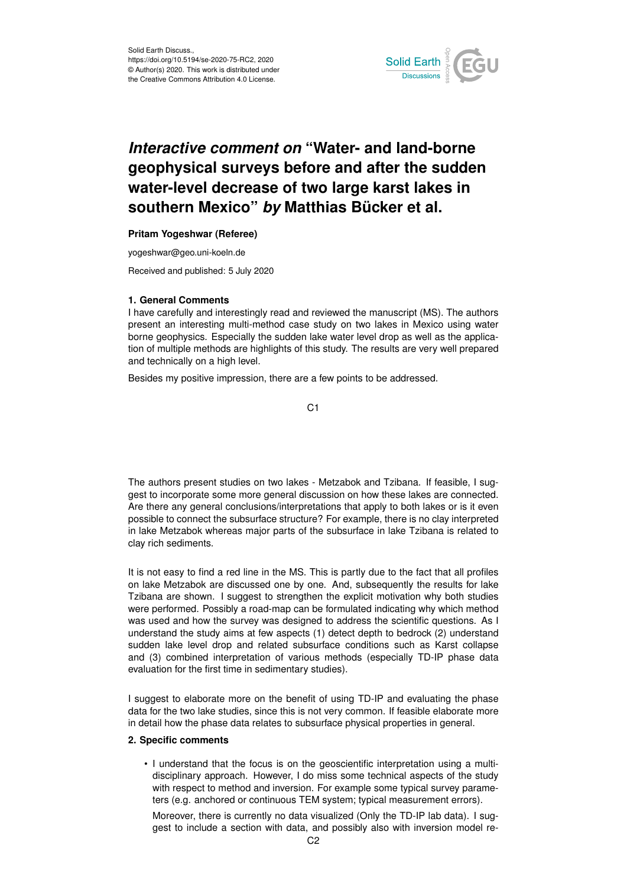Solid Earth Discuss.,
https://doi.org/10.5194/se-2020-75-RC2, 2020
© Author(s) 2020. This work is distributed under the Creative Commons Attribution 4.0 License.

# *Interactive comment on* "Water- and land-borne geophysical surveys before and after the sudden water-level decrease of two large karst lakes in southern Mexico" *by* Matthias Bücker et al.

**Pritam Yogeshwar (Referee)**

yogeshwar@geo.uni-koeln.de

Received and published: 5 July 2020

## 1. General Comments

I have carefully and interestingly read and reviewed the manuscript (MS). The authors present an interesting multi-method case study on two lakes in Mexico using water borne geophysics. Especially the sudden lake water level drop as well as the application of multiple methods are highlights of this study. The results are very well prepared and technically on a high level.

Besides my positive impression, there are a few points to be addressed.

The authors present studies on two lakes - Metzabok and Tzibana. If feasible, I suggest to incorporate some more general discussion on how these lakes are connected. Are there any general conclusions/interpretations that apply to both lakes or is it even possible to connect the subsurface structure? For example, there is no clay interpreted in lake Metzabok whereas major parts of the subsurface in lake Tzibana is related to clay rich sediments.

It is not easy to find a red line in the MS. This is partly due to the fact that all profiles on lake Metzabok are discussed one by one. And, subsequently the results for lake Tzibana are shown. I suggest to strengthen the explicit motivation why both studies were performed. Possibly a road-map can be formulated indicating why which method was used and how the survey was designed to address the scientific questions. As I understand the study aims at few aspects (1) detect depth to bedrock (2) understand sudden lake level drop and related subsurface conditions such as Karst collapse and (3) combined interpretation of various methods (especially TD-IP phase data evaluation for the first time in sedimentary studies).

I suggest to elaborate more on the benefit of using TD-IP and evaluating the phase data for the two lake studies, since this is not very common. If feasible elaborate more in detail how the phase data relates to subsurface physical properties in general.

## 2. Specific comments

- I understand that the focus is on the geoscientific interpretation using a multi-disciplinary approach. However, I do miss some technical aspects of the study with respect to method and inversion. For example some typical survey parameters (e.g. anchored or continuous TEM system; typical measurement errors).

  Moreover, there is currently no data visualized (Only the TD-IP lab data). I suggest to include a section with data, and possibly also with inversion model re-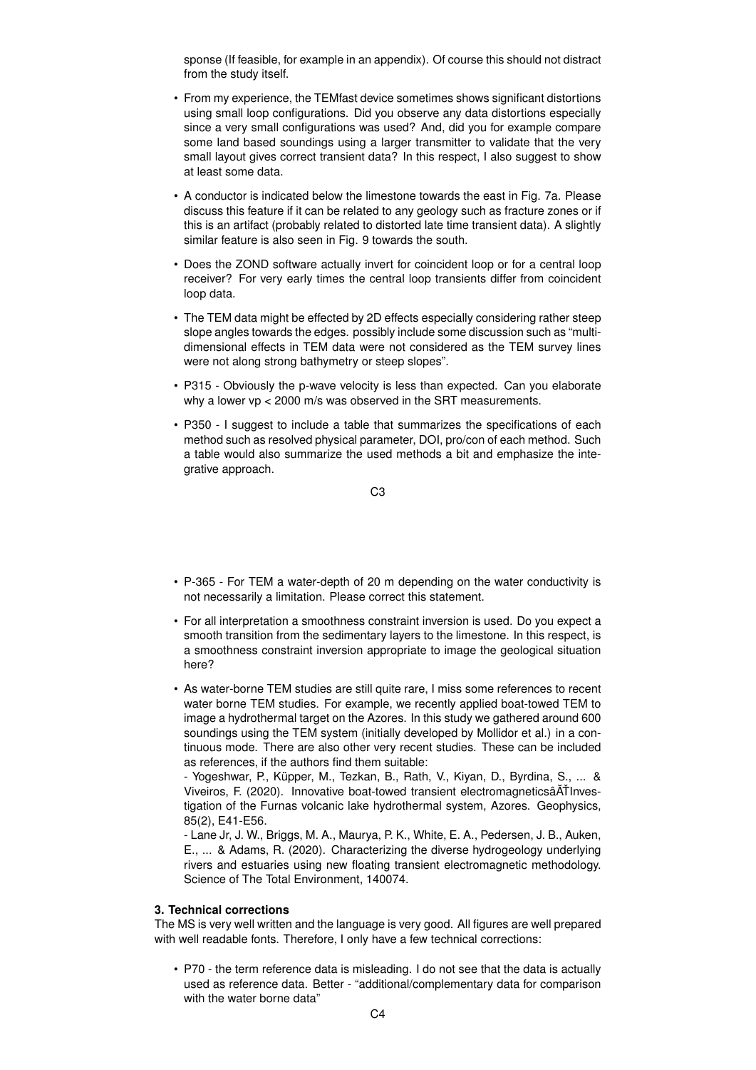sponse (If feasible, for example in an appendix). Of course this should not distract from the study itself.

- From my experience, the TEMfast device sometimes shows significant distortions using small loop configurations. Did you observe any data distortions especially since a very small configurations was used? And, did you for example compare some land based soundings using a larger transmitter to validate that the very small layout gives correct transient data? In this respect, I also suggest to show at least some data.
- A conductor is indicated below the limestone towards the east in Fig. 7a. Please discuss this feature if it can be related to any geology such as fracture zones or if this is an artifact (probably related to distorted late time transient data). A slightly similar feature is also seen in Fig. 9 towards the south.
- Does the ZOND software actually invert for coincident loop or for a central loop receiver? For very early times the central loop transients differ from coincident loop data.
- The TEM data might be effected by 2D effects especially considering rather steep slope angles towards the edges. possibly include some discussion such as "multi-dimensional effects in TEM data were not considered as the TEM survey lines were not along strong bathymetry or steep slopes".
- P315 - Obviously the p-wave velocity is less than expected. Can you elaborate why a lower vp < 2000 m/s was observed in the SRT measurements.
- P350 - I suggest to include a table that summarizes the specifications of each method such as resolved physical parameter, DOI, pro/con of each method. Such a table would also summarize the used methods a bit and emphasize the integrative approach.
- P-365 - For TEM a water-depth of 20 m depending on the water conductivity is not necessarily a limitation. Please correct this statement.
- For all interpretation a smoothness constraint inversion is used. Do you expect a smooth transition from the sedimentary layers to the limestone. In this respect, is a smoothness constraint inversion appropriate to image the geological situation here?
- As water-borne TEM studies are still quite rare, I miss some references to recent water borne TEM studies. For example, we recently applied boat-towed TEM to image a hydrothermal target on the Azores. In this study we gathered around 600 soundings using the TEM system (initially developed by Mollidor et al.) in a continuous mode. There are also other very recent studies. These can be included as references, if the authors find them suitable:
  - Yogeshwar, P., Küpper, M., Tezkan, B., Rath, V., Kiyan, D., Byrdina, S., ... & Viveiros, F. (2020). Innovative boat-towed transient electromagneticsâĂŤInvestigation of the Furnas volcanic lake hydrothermal system, Azores. Geophysics, 85(2), E41-E56.
  - Lane Jr, J. W., Briggs, M. A., Maurya, P. K., White, E. A., Pedersen, J. B., Auken, E., ... & Adams, R. (2020). Characterizing the diverse hydrogeology underlying rivers and estuaries using new floating transient electromagnetic methodology. Science of The Total Environment, 140074.

### 3. Technical corrections

The MS is very well written and the language is very good. All figures are well prepared with well readable fonts. Therefore, I only have a few technical corrections:

- P70 - the term reference data is misleading. I do not see that the data is actually used as reference data. Better - "additional/complementary data for comparison with the water borne data"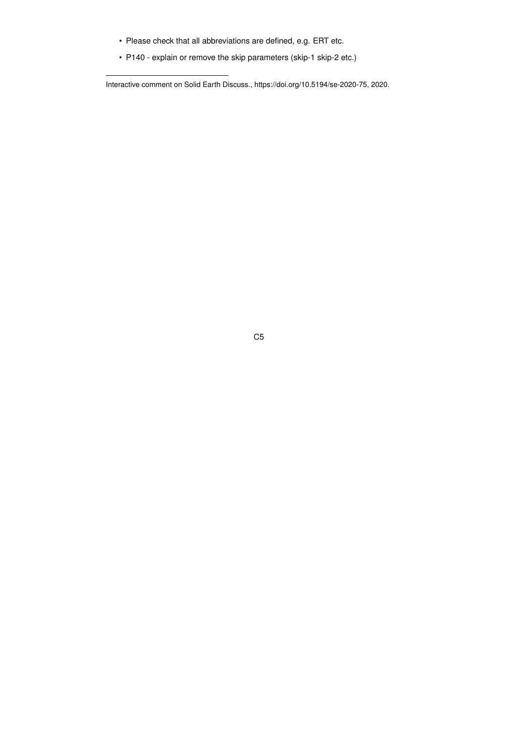- Please check that all abbreviations are defined, e.g. ERT etc.
- P140 - explain or remove the skip parameters (skip-1 skip-2 etc.)

---

Interactive comment on Solid Earth Discuss., https://doi.org/10.5194/se-2020-75, 2020.